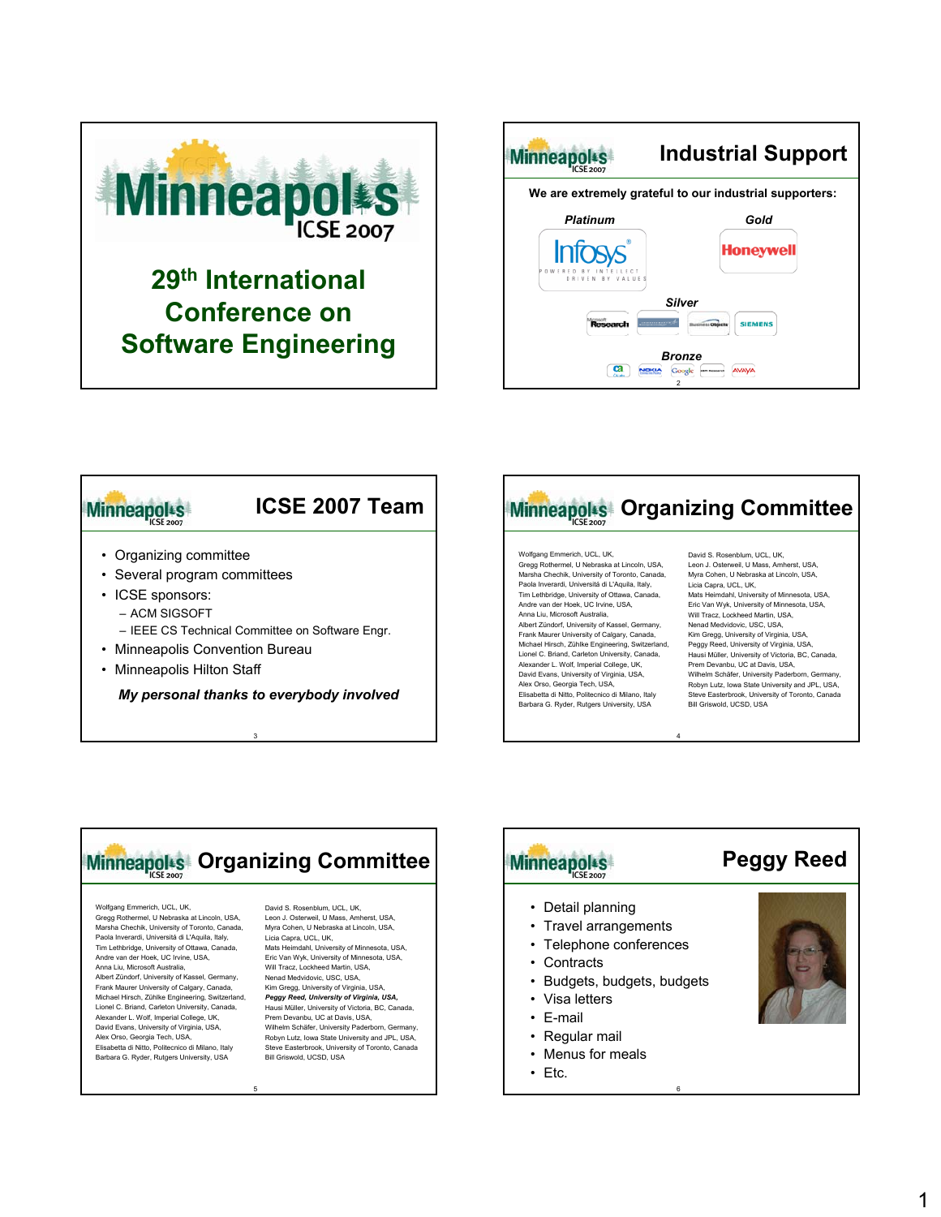# Minneapolis ICSE 2007

## 29th International Conference on Software Engineering

---

## Industrial Support

**We are extremely grateful to our industrial supporters:**

*Platinum* — Infosys

*Gold* — Honeywell

*Silver* — Microsoft Research, Business Objects, Siemens

*Bronze* — CA, Nokia, Google, IBM Research, Avaya

---

## ICSE 2007 Team

- Organizing committee
- Several program committees
- ICSE sponsors:
  - ACM SIGSOFT
  - IEEE CS Technical Committee on Software Engr.
- Minneapolis Convention Bureau
- Minneapolis Hilton Staff

***My personal thanks to everybody involved***

---

## Organizing Committee

Wolfgang Emmerich, UCL, UK,
Gregg Rothermel, U Nebraska at Lincoln, USA,
Marsha Chechik, University of Toronto, Canada,
Paola Inverardi, Università di L'Aquila, Italy,
Tim Lethbridge, University of Ottawa, Canada,
Andre van der Hoek, UC Irvine, USA,
Anna Liu, Microsoft Australia,
Albert Zündorf, University of Kassel, Germany,
Frank Maurer University of Calgary, Canada,
Michael Hirsch, Zühlke Engineering, Switzerland,
Lionel C. Briand, Carleton University, Canada,
Alexander L. Wolf, Imperial College, UK,
David Evans, University of Virginia, USA,
Alex Orso, Georgia Tech, USA,
Elisabetta di Nitto, Politecnico di Milano, Italy
Barbara G. Ryder, Rutgers University, USA

David S. Rosenblum, UCL, UK,
Leon J. Osterweil, U Mass, Amherst, USA,
Myra Cohen, U Nebraska at Lincoln, USA,
Licia Capra, UCL, UK,
Mats Heimdahl, University of Minnesota, USA,
Eric Van Wyk, University of Minnesota, USA,
Will Tracz, Lockheed Martin, USA,
Nenad Medvidovic, USC, USA,
Kim Gregg, University of Virginia, USA,
Peggy Reed, University of Virginia, USA,
Hausi Müller, University of Victoria, BC, Canada,
Prem Devanbu, UC at Davis, USA,
Wilhelm Schäfer, University Paderborn, Germany,
Robyn Lutz, Iowa State University and JPL, USA,
Steve Easterbrook, University of Toronto, Canada
Bill Griswold, UCSD, USA

---

## Organizing Committee

Wolfgang Emmerich, UCL, UK,
Gregg Rothermel, U Nebraska at Lincoln, USA,
Marsha Chechik, University of Toronto, Canada,
Paola Inverardi, Università di L'Aquila, Italy,
Tim Lethbridge, University of Ottawa, Canada,
Andre van der Hoek, UC Irvine, USA,
Anna Liu, Microsoft Australia,
Albert Zündorf, University of Kassel, Germany,
Frank Maurer University of Calgary, Canada,
Michael Hirsch, Zühlke Engineering, Switzerland,
Lionel C. Briand, Carleton University, Canada,
Alexander L. Wolf, Imperial College, UK,
David Evans, University of Virginia, USA,
Alex Orso, Georgia Tech, USA,
Elisabetta di Nitto, Politecnico di Milano, Italy
Barbara G. Ryder, Rutgers University, USA

David S. Rosenblum, UCL, UK,
Leon J. Osterweil, U Mass, Amherst, USA,
Myra Cohen, U Nebraska at Lincoln, USA,
Licia Capra, UCL, UK,
Mats Heimdahl, University of Minnesota, USA,
Eric Van Wyk, University of Minnesota, USA,
Will Tracz, Lockheed Martin, USA,
Nenad Medvidovic, USC, USA,
Kim Gregg, University of Virginia, USA,
***Peggy Reed, University of Virginia, USA,***
Hausi Müller, University of Victoria, BC, Canada,
Prem Devanbu, UC at Davis, USA,
Wilhelm Schäfer, University Paderborn, Germany,
Robyn Lutz, Iowa State University and JPL, USA,
Steve Easterbrook, University of Toronto, Canada
Bill Griswold, UCSD, USA

---

## Peggy Reed

- Detail planning
- Travel arrangements
- Telephone conferences
- Contracts
- Budgets, budgets, budgets
- Visa letters
- E-mail
- Regular mail
- Menus for meals
- Etc.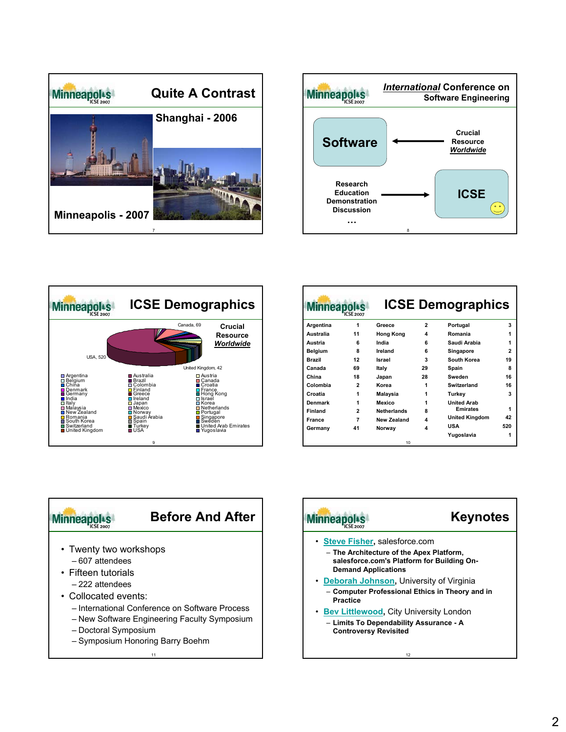## Quite A Contrast

Shanghai - 2006

Minneapolis - 2007

## *International* Conference on Software Engineering

Software ← Crucial Resource *Worldwide*

Research
Education
Demonstration
Discussion
…

→ ICSE

## ICSE Demographics

Crucial Resource *Worldwide*

Canada, 69

USA, 520

United Kingdom, 42

Argentina, Australia, Austria, Belgium, Brazil, Canada, China, Colombia, Croatia, Denmark, Finland, France, Germany, Greece, Hong Kong, India, Ireland, Israel, Italy, Japan, Korea, Malaysia, Mexico, Netherlands, New Zealand, Norway, Portugal, Romania, Saudi Arabia, Singapore, South Korea, Spain, Sweden, Switzerland, Turkey, United Arab Emirates, United Kingdom, USA, Yugoslavia

## ICSE Demographics

| Country | Count | Country | Count | Country | Count |
|---|---|---|---|---|---|
| Argentina | 1 | Greece | 2 | Portugal | 3 |
| Australia | 11 | Hong Kong | 4 | Romania | 1 |
| Austria | 6 | India | 6 | Saudi Arabia | 1 |
| Belgium | 8 | Ireland | 6 | Singapore | 2 |
| Brazil | 12 | Israel | 3 | South Korea | 19 |
| Canada | 69 | Italy | 29 | Spain | 8 |
| China | 18 | Japan | 28 | Sweden | 16 |
| Colombia | 2 | Korea | 1 | Switzerland | 16 |
| Croatia | 1 | Malaysia | 1 | Turkey | 3 |
| Denmark | 1 | Mexico | 1 | United Arab Emirates | 1 |
| Finland | 2 | Netherlands | 8 | United Kingdom | 42 |
| France | 7 | New Zealand | 4 | USA | 520 |
| Germany | 41 | Norway | 4 | Yugoslavia | 1 |

## Before And After

- Twenty two workshops
  - 607 attendees
- Fifteen tutorials
  - 222 attendees
- Collocated events:
  - International Conference on Software Process
  - New Software Engineering Faculty Symposium
  - Doctoral Symposium
  - Symposium Honoring Barry Boehm

## Keynotes

- Steve Fisher, salesforce.com
  - **The Architecture of the Apex Platform, salesforce.com's Platform for Building On-Demand Applications**
- Deborah Johnson, University of Virginia
  - **Computer Professional Ethics in Theory and in Practice**
- Bev Littlewood, City University London
  - **Limits To Dependability Assurance - A Controversy Revisited**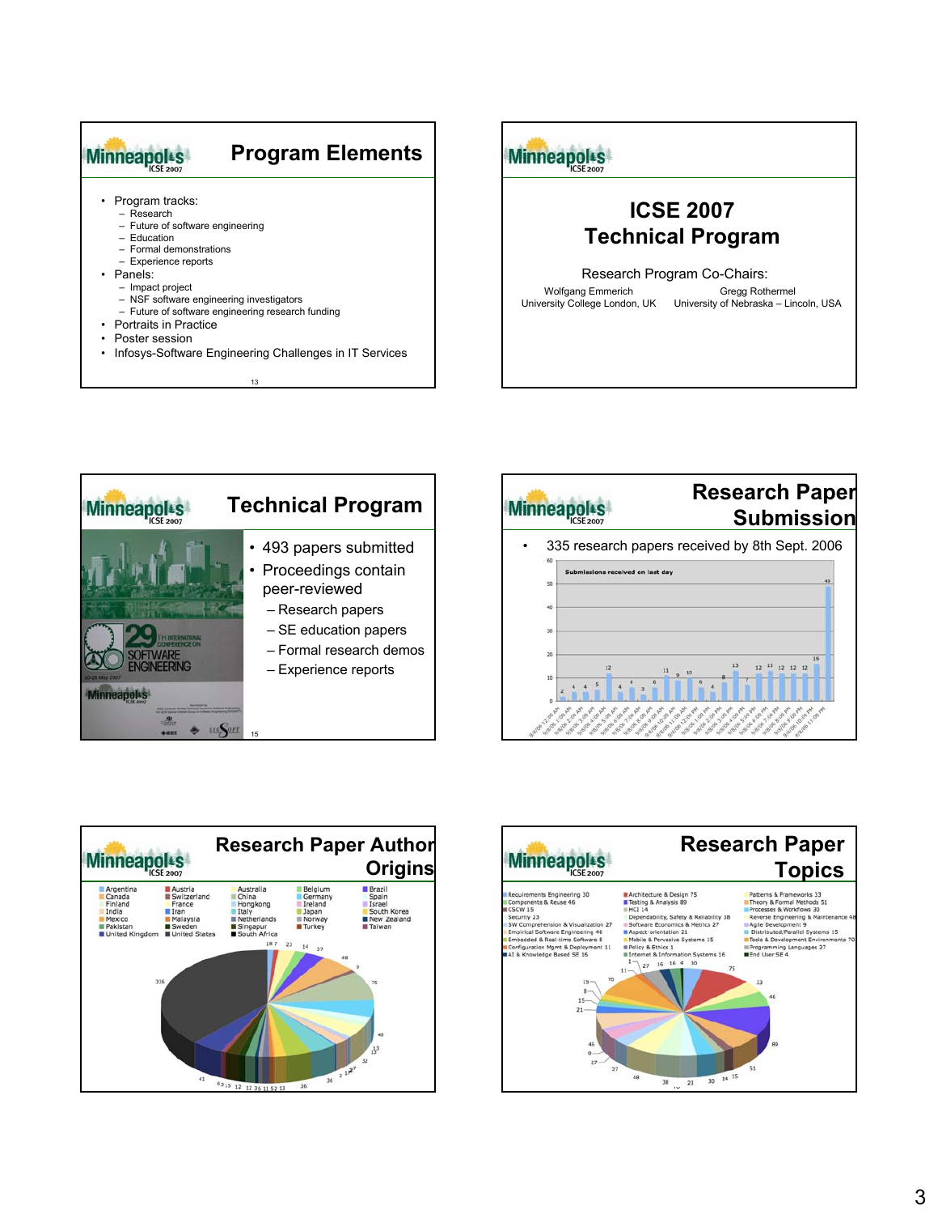## Program Elements

- Program tracks:
  - Research
  - Future of software engineering
  - Education
  - Formal demonstrations
  - Experience reports
- Panels:
  - Impact project
  - NSF software engineering investigators
  - Future of software engineering research funding
- Portraits in Practice
- Poster session
- Infosys-Software Engineering Challenges in IT Services

## ICSE 2007 Technical Program

Research Program Co-Chairs:

Wolfgang Emmerich
University College London, UK

Gregg Rothermel
University of Nebraska – Lincoln, USA

## Technical Program

- 493 papers submitted
- Proceedings contain peer-reviewed
  - Research papers
  - SE education papers
  - Formal research demos
  - Experience reports

## Research Paper Submission

- 335 research papers received by 8th Sept. 2006

Submissions received on last day

## Research Paper Author Origins

Argentina, Canada, Finland, India, Mexico, Pakistan, United Kingdom, Austria, Switzerland, France, Iran, Malaysia, Sweden, United States, Australia, China, Hongkong, Italy, Netherlands, Singapur, South Africa, Belgium, Germany, Ireland, Japan, Norway, Turkey, Brazil, Spain, Israel, South Korea, New Zealand, Taiwan

## Research Paper Topics

Requirements Engineering 30, Components & Reuse 46, CSCW 15, Security 23, SW Comprehension & Visualization 27, Empirical Software Engineering 46, Embedded & Real-time Software 8, Configuration Mgmt & Deployment 11, AI & Knowledge Based SE 16, Architecture & Design 75, Testing & Analysis 89, HCI 14, Dependability, Safety & Reliability 38, Software Economics & Metrics 27, Aspect-orientation 21, Mobile & Pervasive Systems 15, Policy & Ethics 1, Internet & Information Systems 16, Patterns & Frameworks 33, Theory & Formal Methods 51, Processes & Workflows 30, Reverse Engineering & Maintenance 48, Agile Development 9, Distributed/Parallel Systems 15, Tools & Development Environments 70, Programming Languages 27, End User SE 4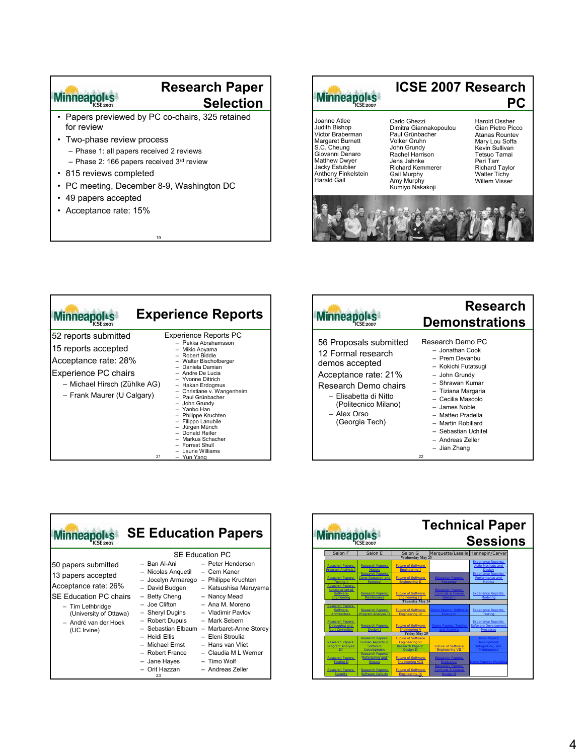## Research Paper Selection

- Papers previewed by PC co-chairs, 325 retained for review
- Two-phase review process
  - Phase 1: all papers received 2 reviews
  - Phase 2: 166 papers received 3rd review
- 815 reviews completed
- PC meeting, December 8-9, Washington DC
- 49 papers accepted
- Acceptance rate: 15%

## ICSE 2007 Research PC

Joanne Atlee
Judith Bishop
Victor Braberman
Margaret Burnett
S.C. Cheung
Giovanni Denaro
Matthew Dwyer
Jacky Estublier
Anthony Finkelstein
Harald Gall

Carlo Ghezzi
Dimitra Giannakopoulou
Paul Grünbacher
Volker Gruhn
John Grundy
Rachel Harrison
Jens Jahnke
Richard Kemmerer
Gail Murphy
Amy Murphy
Kumiyo Nakakoji

Harold Ossher
Gian Pietro Picco
Atanas Rountev
Mary Lou Soffa
Kevin Sullivan
Tetsuo Tamai
Peri Tarr
Richard Taylor
Walter Tichy
Willem Visser

## Experience Reports

52 reports submitted
15 reports accepted
Acceptance rate: 28%
Experience PC chairs
- Michael Hirsch (Zühlke AG)
- Frank Maurer (U Calgary)

Experience Reports PC
- Pekka Abrahamsson
- Mikio Aoyama
- Robert Biddle
- Walter Bischofberger
- Daniela Damian
- Andre De Lucia
- Yvonne Dittrich
- Hakan Erdogmus
- Christiane v. Wangenheim
- Paul Grünbacher
- John Grundy
- Yanbo Han
- Philippe Kruchten
- Filippo Lanubile
- Jürgen Münch
- Donald Reifer
- Markus Schacher
- Forrest Shull
- Laurie Williams
- Yun Yang

## Research Demonstrations

56 Proposals submitted
12 Formal research demos accepted
Acceptance rate: 21%
Research Demo chairs
- Elisabetta di Nitto (Politecnico Milano)
- Alex Orso (Georgia Tech)

Research Demo PC
- Jonathan Cook
- Prem Devanbu
- Kokichi Futatsugi
- John Grundy
- Shrawan Kumar
- Tiziana Margaria
- Cecilia Mascolo
- James Noble
- Matteo Pradella
- Martin Robillard
- Sebastian Uchitel
- Andreas Zeller
- Jian Zhang

## SE Education Papers

50 papers submitted
13 papers accepted
Acceptance rate: 26%
SE Education PC chairs
- Tim Lethbridge (University of Ottawa)
- André van der Hoek (UC Irvine)

SE Education PC
- Ban Al-Ani
- Nicolas Anquetil
- Jocelyn Armarego
- David Budgen
- Betty Cheng
- Joe Clifton
- Sheryl Dugins
- Robert Dupuis
- Sebastian Elbaum
- Heidi Ellis
- Michael Ernst
- Robert France
- Jane Hayes
- Orit Hazzan
- Peter Henderson
- Cem Kaner
- Philippe Kruchten
- Katsushisa Maruyama
- Nancy Mead
- Ana M. Moreno
- Vladimir Pavlov
- Mark Sebern
- Marbaret-Anne Storey
- Eleni Stroulia
- Hans van Vliet
- Claudia M L Werner
- Timo Wolf
- Andreas Zeller

## Technical Paper Sessions

| Salon F | Salon E | Salon G | Marquette/Lasalle | Hennepin/Carver |
|---|---|---|---|---|
| **Wednesday May 23** | | | | |
| Research Papers: Program Analysis I | Research Papers: Models | Future of Software Engineering I | | Experience Reports: Agile Methods and Design |
| Research Papers: Testing I | Research Papers: Clone Detection and Removal | Future of Software Engineering II | Education Papers: Pedagogy | Experience Reports: Performance and Metrics |
| Research Papers: Aspect-oriented Software Engineering | Research Papers: Maintenance | Future of Software Engineering III | Education Papers: Curricula & Course Design I | Experience Reports: Modeling |
| **Thursday May 24** | | | | |
| Research Papers: Software Architecture | Research Papers: Program Analysis II | Future of Software Engineering IV | Demo Papers: Software Evolution | Experience Reports: Testing |
| Research Papers: Debugging and Fault Correction | Research Papers: Design I | Future of Software Engineering V | Demo Papers: Testing and Analysis | Experience Reports: Software Development Processes |
| **Friday May 25** | | | | |
| Research Papers: Program Analysis III | Research Papers: Human Aspects in Software Development | Future of Software Engineering VI / Research Papers: Design II | Future of Software Engineering VII | Demo Papers: Development, Integration, and Maintenance |
| Research Papers: Testing II | Research Papers: Refactoring and Reuse | Future of Software Engineering VIII | Education Papers: Evaluation | Demo Papers: Modeling |
| Research Papers: Security | Research Papers: Software Defects | Future of Software Engineering IX | Education Papers: Curricula & Course Design II | |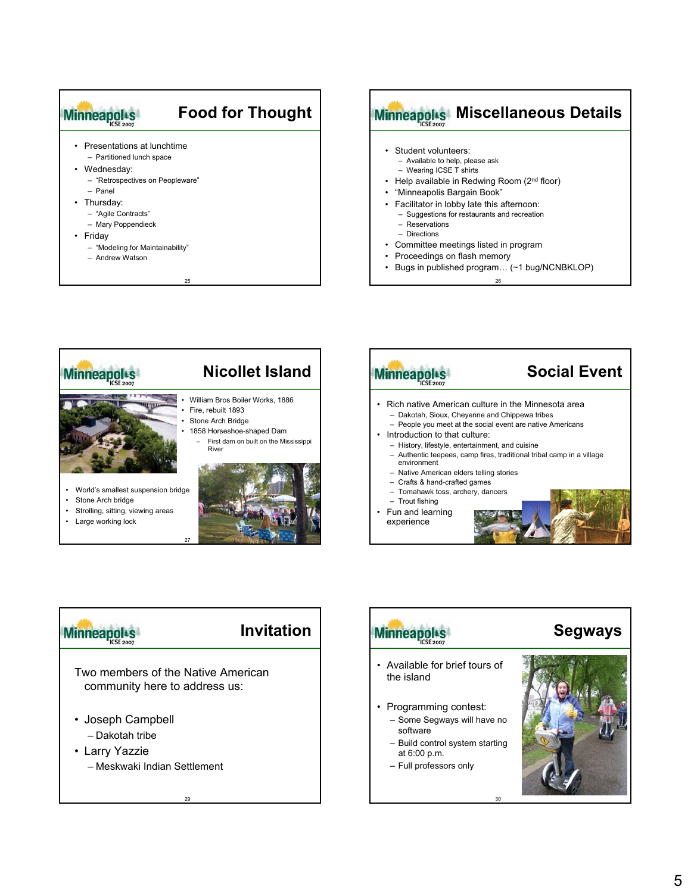## Food for Thought

- Presentations at lunchtime
  - Partitioned lunch space
- Wednesday:
  - "Retrospectives on Peopleware"
  - Panel
- Thursday:
  - "Agile Contracts"
  - Mary Poppendieck
- Friday
  - "Modeling for Maintainability"
  - Andrew Watson

## Miscellaneous Details

- Student volunteers:
  - Available to help, please ask
  - Wearing ICSE T shirts
- Help available in Redwing Room (2nd floor)
- "Minneapolis Bargain Book"
- Facilitator in lobby late this afternoon:
  - Suggestions for restaurants and recreation
  - Reservations
  - Directions
- Committee meetings listed in program
- Proceedings on flash memory
- Bugs in published program… (~1 bug/NCNBKLOP)

## Nicollet Island

- William Bros Boiler Works, 1886
- Fire, rebuilt 1893
- Stone Arch Bridge
- 1858 Horseshoe-shaped Dam
  - First dam on built on the Mississippi River

- World's smallest suspension bridge
- Stone Arch bridge
- Strolling, sitting, viewing areas
- Large working lock

## Social Event

- Rich native American culture in the Minnesota area
  - Dakotah, Sioux, Cheyenne and Chippewa tribes
  - People you meet at the social event are native Americans
- Introduction to that culture:
  - History, lifestyle, entertainment, and cuisine
  - Authentic teepees, camp fires, traditional tribal camp in a village environment
  - Native American elders telling stories
  - Crafts & hand-crafted games
  - Tomahawk toss, archery, dancers
  - Trout fishing
- Fun and learning experience

## Invitation

Two members of the Native American community here to address us:

- Joseph Campbell
  - Dakotah tribe
- Larry Yazzie
  - Meskwaki Indian Settlement

## Segways

- Available for brief tours of the island
- Programming contest:
  - Some Segways will have no software
  - Build control system starting at 6:00 p.m.
  - Full professors only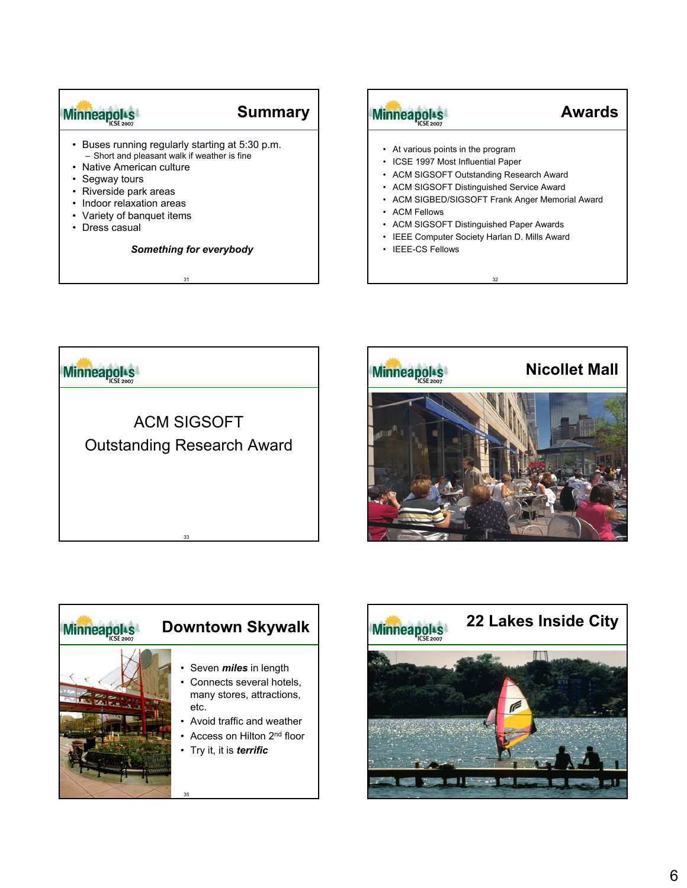## Summary

- Buses running regularly starting at 5:30 p.m.
  - Short and pleasant walk if weather is fine
- Native American culture
- Segway tours
- Riverside park areas
- Indoor relaxation areas
- Variety of banquet items
- Dress casual

***Something for everybody***

## Awards

- At various points in the program
- ICSE 1997 Most Influential Paper
- ACM SIGSOFT Outstanding Research Award
- ACM SIGSOFT Distinguished Service Award
- ACM SIGBED/SIGSOFT Frank Anger Memorial Award
- ACM Fellows
- ACM SIGSOFT Distinguished Paper Awards
- IEEE Computer Society Harlan D. Mills Award
- IEEE-CS Fellows

## ACM SIGSOFT Outstanding Research Award

## Nicollet Mall

## Downtown Skywalk

- Seven ***miles*** in length
- Connects several hotels, many stores, attractions, etc.
- Avoid traffic and weather
- Access on Hilton 2nd floor
- Try it, it is ***terrific***

## 22 Lakes Inside City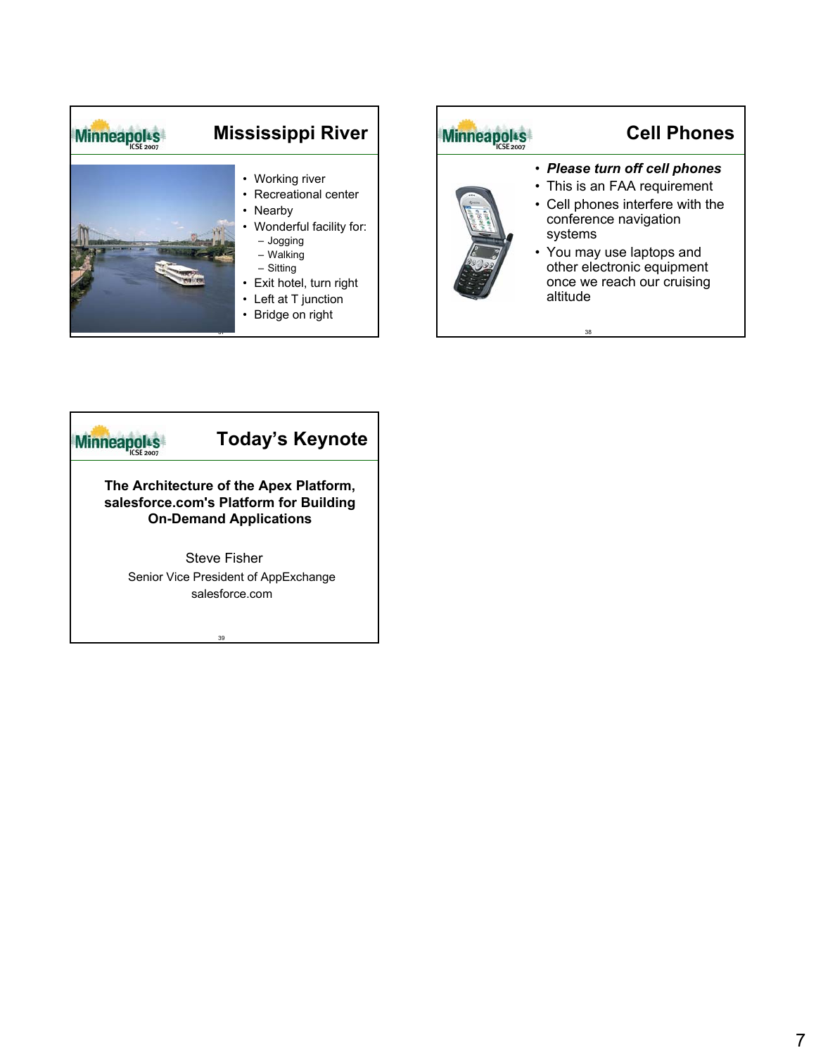## Mississippi River

- Working river
- Recreational center
- Nearby
- Wonderful facility for:
  - Jogging
  - Walking
  - Sitting
- Exit hotel, turn right
- Left at T junction
- Bridge on right

## Cell Phones

- ***Please turn off cell phones***
- This is an FAA requirement
- Cell phones interfere with the conference navigation systems
- You may use laptops and other electronic equipment once we reach our cruising altitude

## Today's Keynote

**The Architecture of the Apex Platform, salesforce.com's Platform for Building On-Demand Applications**

Steve Fisher

Senior Vice President of AppExchange

salesforce.com